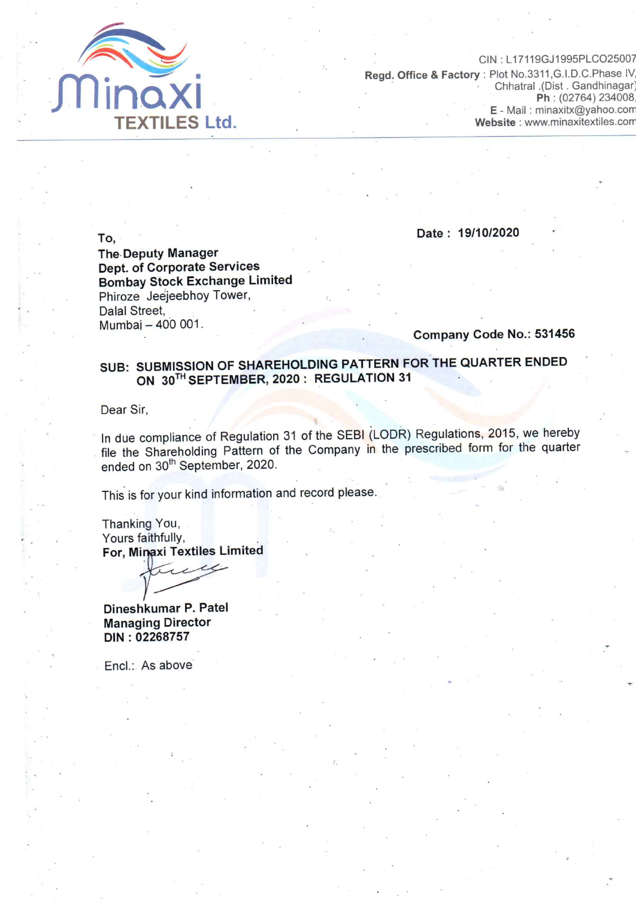**Minaxi TEXTILES Ltd.**

CIN : L17119GJ1995PLCO25007
**Regd. Office & Factory** : Plot No.3311,G.I.D.C.Phase IV,
Chhatral .(Dist . Gandhinagar)
**Ph** : (02764) 234008,
**E** - Mail : minaxitx@yahoo.com
**Website** : www.minaxitextiles.com

To,
**The Deputy Manager**
**Dept. of Corporate Services**
**Bombay Stock Exchange Limited**
Phiroze Jeejeebhoy Tower,
Dalal Street,
Mumbai – 400 001.

**Date : 19/10/2020**

**Company Code No.: 531456**

**SUB: SUBMISSION OF SHAREHOLDING PATTERN FOR THE QUARTER ENDED ON 30TH SEPTEMBER, 2020 : REGULATION 31**

Dear Sir,

In due compliance of Regulation 31 of the SEBI (LODR) Regulations, 2015, we hereby file the Shareholding Pattern of the Company in the prescribed form for the quarter ended on 30th September, 2020.

This is for your kind information and record please.

Thanking You,
Yours faithfully,
**For, Minaxi Textiles Limited**

**Dineshkumar P. Patel**
**Managing Director**
**DIN : 02268757**

Encl.: As above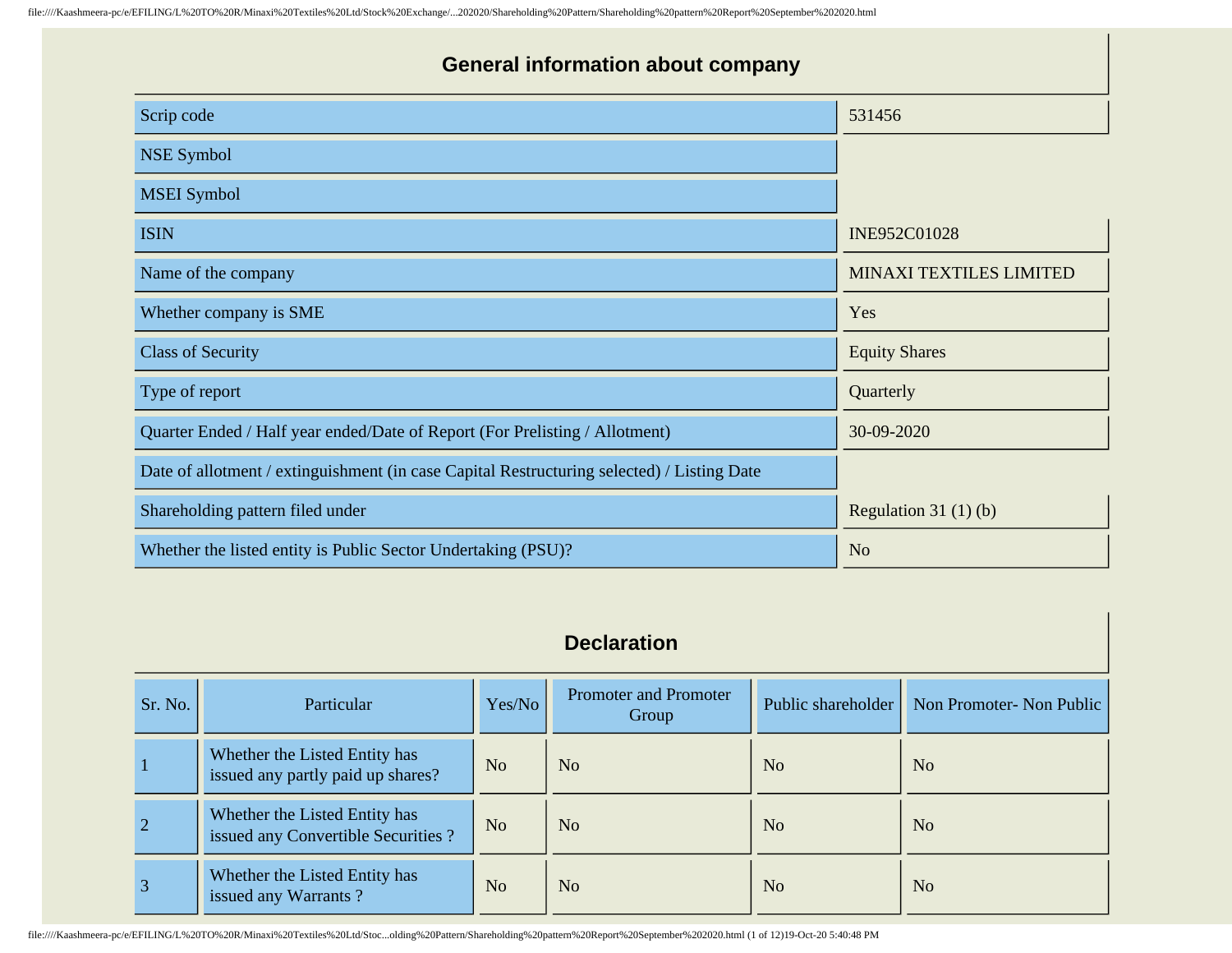## General information about company

| | |
|---|---|
| Scrip code | 531456 |
| NSE Symbol | |
| MSEI Symbol | |
| ISIN | INE952C01028 |
| Name of the company | MINAXI TEXTILES LIMITED |
| Whether company is SME | Yes |
| Class of Security | Equity Shares |
| Type of report | Quarterly |
| Quarter Ended / Half year ended/Date of Report (For Prelisting / Allotment) | 30-09-2020 |
| Date of allotment / extinguishment (in case Capital Restructuring selected) / Listing Date | |
| Shareholding pattern filed under | Regulation 31 (1) (b) |
| Whether the listed entity is Public Sector Undertaking (PSU)? | No |

## Declaration

| Sr. No. | Particular | Yes/No | Promoter and Promoter Group | Public shareholder | Non Promoter- Non Public |
|---|---|---|---|---|---|
| 1 | Whether the Listed Entity has issued any partly paid up shares? | No | No | No | No |
| 2 | Whether the Listed Entity has issued any Convertible Securities ? | No | No | No | No |
| 3 | Whether the Listed Entity has issued any Warrants ? | No | No | No | No |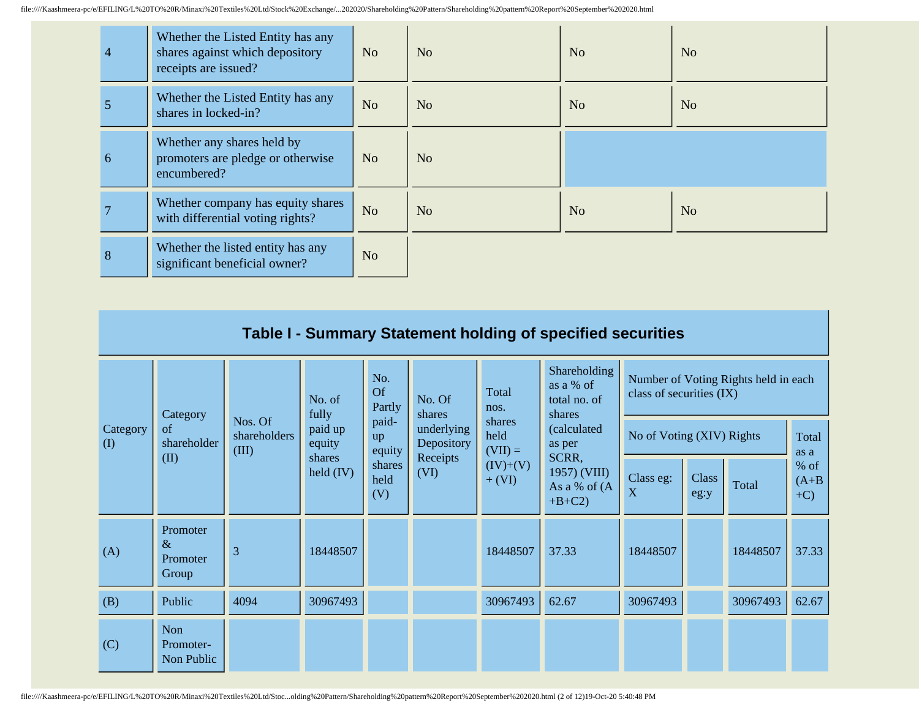| 4 | Whether the Listed Entity has any shares against which depository receipts are issued? | No | No | No | No |
|---|---|---|---|---|---|
| 5 | Whether the Listed Entity has any shares in locked-in? | No | No | No | No |
| 6 | Whether any shares held by promoters are pledge or otherwise encumbered? | No | No | | |
| 7 | Whether company has equity shares with differential voting rights? | No | No | No | No |
| 8 | Whether the listed entity has any significant beneficial owner? | No | | | |

## Table I - Summary Statement holding of specified securities

| Category (I) | Category of shareholder (II) | Nos. Of shareholders (III) | No. of fully paid up equity shares held (IV) | No. Of Partly paid-up equity shares held (V) | No. Of shares underlying Depository Receipts (VI) | Total nos. shares held (VII) = (IV)+(V)+ (VI) | Shareholding as a % of total no. of shares (calculated as per SCRR, 1957) (VIII) As a % of (A+B+C2) | Number of Voting Rights held in each class of securities (IX) | | | |
|---|---|---|---|---|---|---|---|---|---|---|---|
| | | | | | | | | No of Voting (XIV) Rights | | | Total as a % of (A+B+C) |
| | | | | | | | | Class eg: X | Class eg:y | Total | |
| (A) | Promoter & Promoter Group | 3 | 18448507 | | | 18448507 | 37.33 | 18448507 | | 18448507 | 37.33 |
| (B) | Public | 4094 | 30967493 | | | 30967493 | 62.67 | 30967493 | | 30967493 | 62.67 |
| (C) | Non Promoter- Non Public | | | | | | | | | | |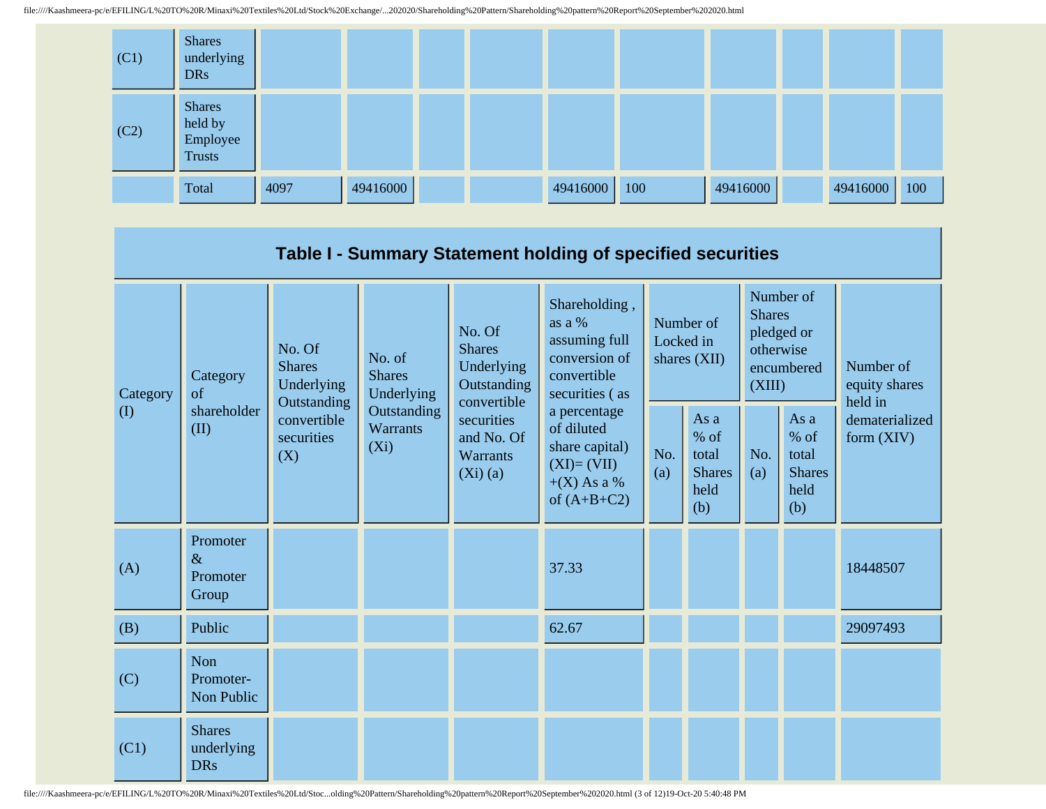| (C1) | Shares underlying DRs | | | | | | | | | | |
|---|---|---|---|---|---|---|---|---|---|---|---|
| (C2) | Shares held by Employee Trusts | | | | | | | | | | |
| | Total | 4097 | 49416000 | | | 49416000 | 100 | 49416000 | | 49416000 | 100 |

## Table I - Summary Statement holding of specified securities

| Category (I) | Category of shareholder (II) | No. Of Shares Underlying Outstanding convertible securities (X) | No. of Shares Underlying Outstanding Warrants (Xi) | No. Of Shares Underlying Outstanding convertible securities and No. Of Warrants (Xi) (a) | Shareholding , as a % assuming full conversion of convertible securities ( as a percentage of diluted share capital) (XI)= (VII)+(X) As a % of (A+B+C2) | Number of Locked in shares (XII) | | Number of Shares pledged or otherwise encumbered (XIII) | | Number of equity shares held in dematerialized form (XIV) |
|---|---|---|---|---|---|---|---|---|---|---|
| | | | | | | No. (a) | As a % of total Shares held (b) | No. (a) | As a % of total Shares held (b) | |
| (A) | Promoter & Promoter Group | | | | 37.33 | | | | | 18448507 |
| (B) | Public | | | | 62.67 | | | | | 29097493 |
| (C) | Non Promoter- Non Public | | | | | | | | | |
| (C1) | Shares underlying DRs | | | | | | | | | |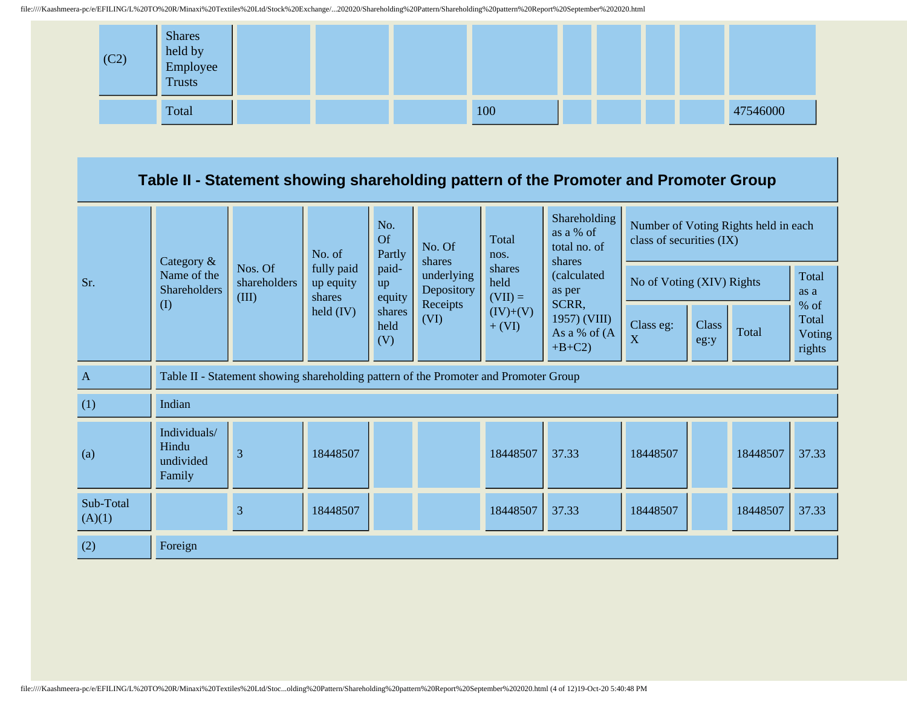| (C2) | Shares held by Employee Trusts | | | | | | | | | |
|---|---|---|---|---|---|---|---|---|---|---|
| | Total | | | | 100 | | | | | 47546000 |

## Table II - Statement showing shareholding pattern of the Promoter and Promoter Group

| Sr. | Category & Name of the Shareholders (I) | Nos. Of shareholders (III) | No. of fully paid up equity shares held (IV) | No. Of Partly paid-up equity shares held (V) | No. Of shares underlying Depository Receipts (VI) | Total nos. shares held (VII) = (IV)+(V)+ (VI) | Shareholding as a % of total no. of shares (calculated as per SCRR, 1957) (VIII) As a % of (A+B+C2) | Number of Voting Rights held in each class of securities (IX) | | | |
|---|---|---|---|---|---|---|---|---|---|---|---|
| | | | | | | | | No of Voting (XIV) Rights | | | Total as a % of Total Voting rights |
| | | | | | | | | Class eg: X | Class eg:y | Total | |
| A | Table II - Statement showing shareholding pattern of the Promoter and Promoter Group | | | | | | | | | | |
| (1) | Indian | | | | | | | | | | |
| (a) | Individuals/ Hindu undivided Family | 3 | 18448507 | | | 18448507 | 37.33 | 18448507 | | 18448507 | 37.33 |
| Sub-Total (A)(1) | | 3 | 18448507 | | | 18448507 | 37.33 | 18448507 | | 18448507 | 37.33 |
| (2) | Foreign | | | | | | | | | | |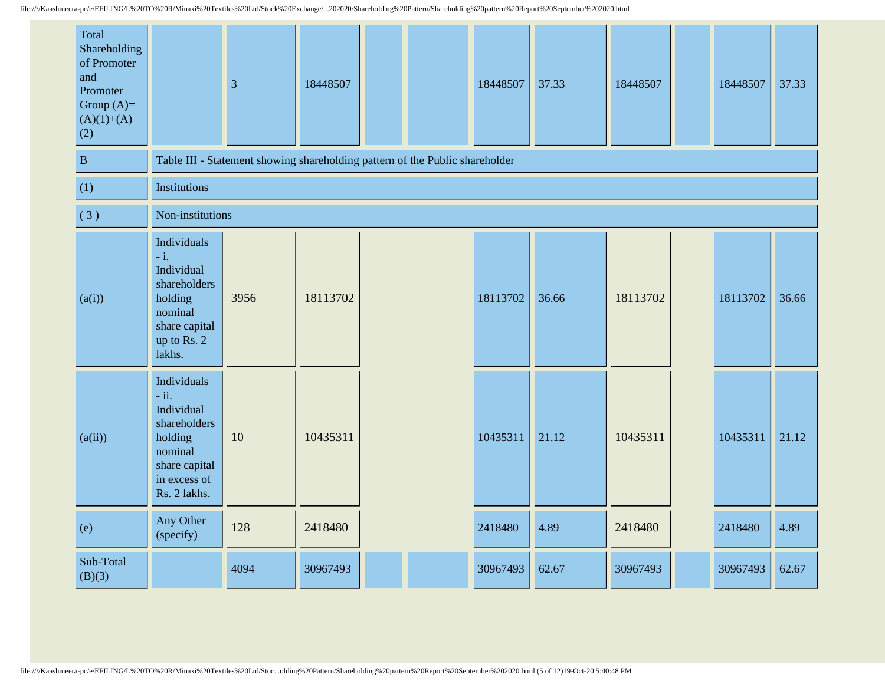| Total Shareholding of Promoter and Promoter Group (A)=(A)(1)+(A)(2) | | 3 | 18448507 | | | 18448507 | 37.33 | 18448507 | | 18448507 | 37.33 |
|---|---|---|---|---|---|---|---|---|---|---|---|
| B | Table III - Statement showing shareholding pattern of the Public shareholder | | | | | | | | | | |
| (1) | Institutions | | | | | | | | | | |
| ( 3 ) | Non-institutions | | | | | | | | | | |
| (a(i)) | Individuals - i. Individual shareholders holding nominal share capital up to Rs. 2 lakhs. | 3956 | 18113702 | | | 18113702 | 36.66 | 18113702 | | 18113702 | 36.66 |
| (a(ii)) | Individuals - ii. Individual shareholders holding nominal share capital in excess of Rs. 2 lakhs. | 10 | 10435311 | | | 10435311 | 21.12 | 10435311 | | 10435311 | 21.12 |
| (e) | Any Other (specify) | 128 | 2418480 | | | 2418480 | 4.89 | 2418480 | | 2418480 | 4.89 |
| Sub-Total (B)(3) | | 4094 | 30967493 | | | 30967493 | 62.67 | 30967493 | | 30967493 | 62.67 |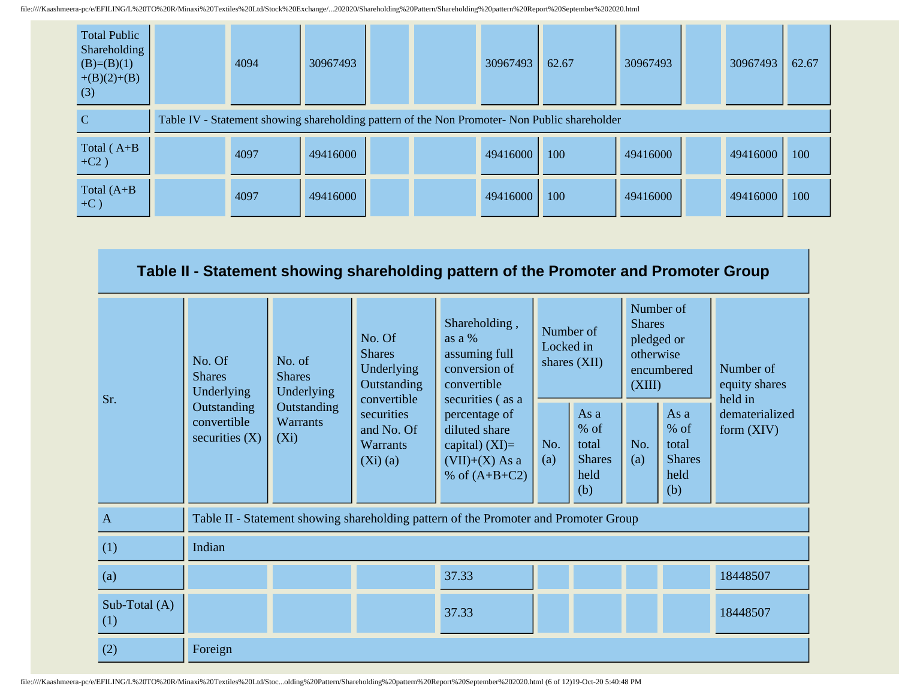| Total Public Shareholding (B)=(B)(1)+(B)(2)+(B)(3) | | 4094 | 30967493 | | | 30967493 | 62.67 | 30967493 | | 30967493 | 62.67 |
|---|---|---|---|---|---|---|---|---|---|---|---|
| C | Table IV - Statement showing shareholding pattern of the Non Promoter- Non Public shareholder | | | | | | | | | | |
| Total ( A+B +C2 ) | | 4097 | 49416000 | | | 49416000 | 100 | 49416000 | | 49416000 | 100 |
| Total (A+B +C ) | | 4097 | 49416000 | | | 49416000 | 100 | 49416000 | | 49416000 | 100 |

## Table II - Statement showing shareholding pattern of the Promoter and Promoter Group

| Sr. | No. Of Shares Underlying Outstanding convertible securities (X) | No. of Shares Underlying Outstanding Warrants (Xi) | No. Of Shares Underlying Outstanding convertible securities and No. Of Warrants (Xi) (a) | Shareholding , as a % assuming full conversion of convertible securities ( as a percentage of diluted share capital) (XI)= (VII)+(X) As a % of (A+B+C2) | Number of Locked in shares (XII) | | Number of Shares pledged or otherwise encumbered (XIII) | | Number of equity shares held in dematerialized form (XIV) |
|---|---|---|---|---|---|---|---|---|---|
| | | | | | No. (a) | As a % of total Shares held (b) | No. (a) | As a % of total Shares held (b) | |
| A | Table II - Statement showing shareholding pattern of the Promoter and Promoter Group | | | | | | | | |
| (1) | Indian | | | | | | | | |
| (a) | | | | 37.33 | | | | | 18448507 |
| Sub-Total (A) (1) | | | | 37.33 | | | | | 18448507 |
| (2) | Foreign | | | | | | | | |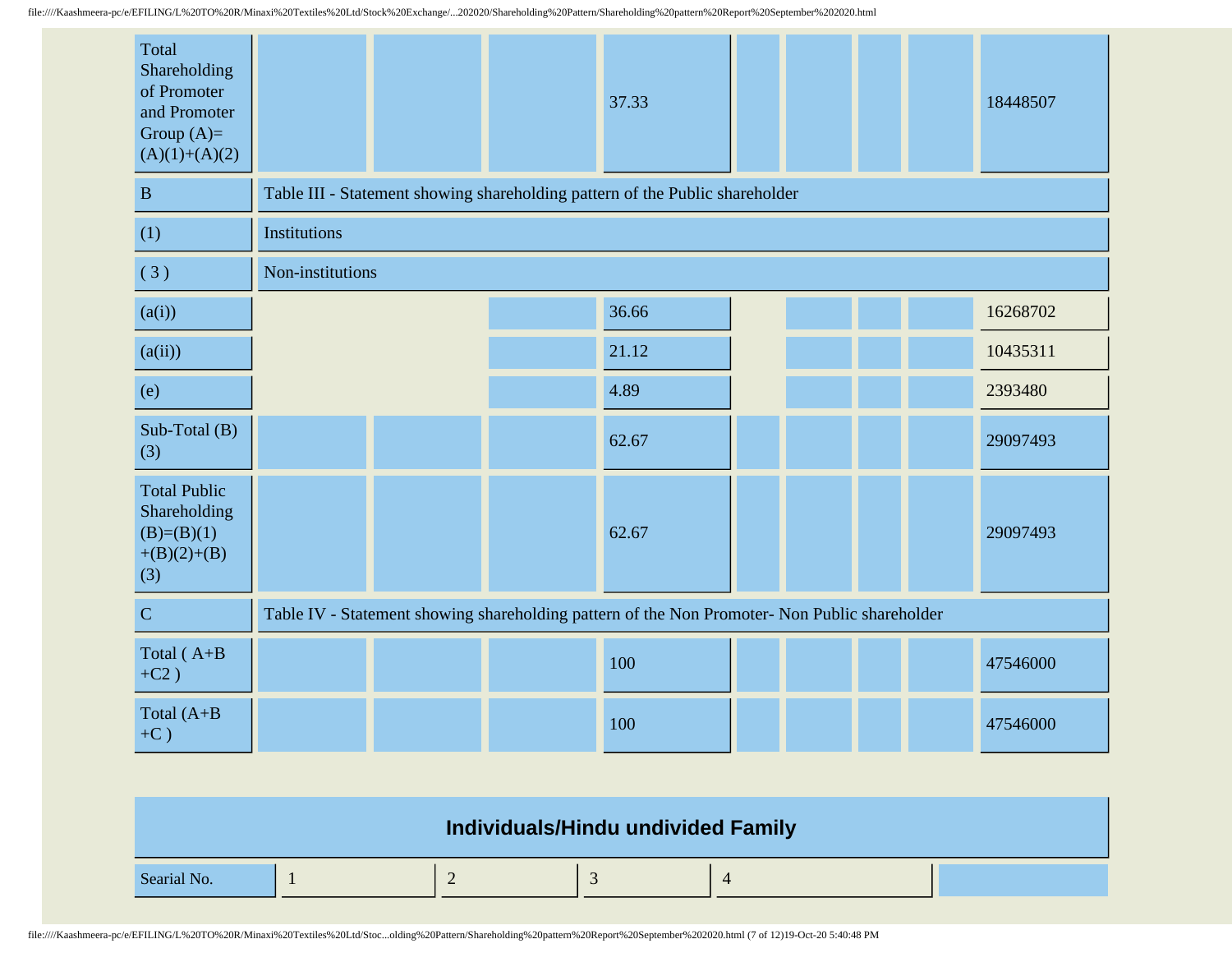| | | | | | | | | | |
|---|---|---|---|---|---|---|---|---|---|
| Total Shareholding of Promoter and Promoter Group (A)=(A)(1)+(A)(2) | | | | 37.33 | | | | | 18448507 |
| B | Table III - Statement showing shareholding pattern of the Public shareholder | | | | | | | | |
| (1) | Institutions | | | | | | | | |
| ( 3 ) | Non-institutions | | | | | | | | |
| (a(i)) | | | | 36.66 | | | | | 16268702 |
| (a(ii)) | | | | 21.12 | | | | | 10435311 |
| (e) | | | | 4.89 | | | | | 2393480 |
| Sub-Total (B)(3) | | | | 62.67 | | | | | 29097493 |
| Total Public Shareholding (B)=(B)(1)+(B)(2)+(B)(3) | | | | 62.67 | | | | | 29097493 |
| C | Table IV - Statement showing shareholding pattern of the Non Promoter- Non Public shareholder | | | | | | | | |
| Total ( A+B+C2 ) | | | | 100 | | | | | 47546000 |
| Total (A+B+C ) | | | | 100 | | | | | 47546000 |

## Individuals/Hindu undivided Family

| Searial No. | 1 | 2 | 3 | 4 | |
|---|---|---|---|---|---|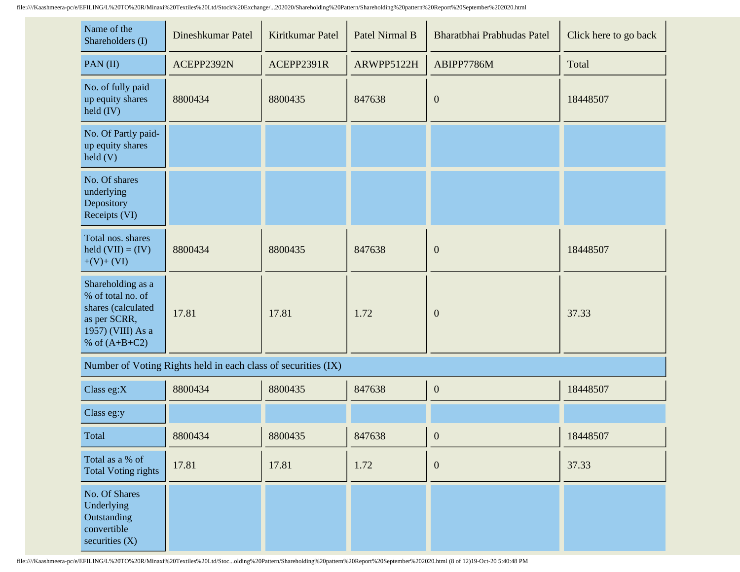| Name of the Shareholders (I) | Dineshkumar Patel | Kiritkumar Patel | Patel Nirmal B | Bharatbhai Prabhudas Patel | Click here to go back |
|---|---|---|---|---|---|
| PAN (II) | ACEPP2392N | ACEPP2391R | ARWPP5122H | ABIPP7786M | Total |
| No. of fully paid up equity shares held (IV) | 8800434 | 8800435 | 847638 | 0 | 18448507 |
| No. Of Partly paid-up equity shares held (V) | | | | | |
| No. Of shares underlying Depository Receipts (VI) | | | | | |
| Total nos. shares held (VII) = (IV)+(V)+ (VI) | 8800434 | 8800435 | 847638 | 0 | 18448507 |
| Shareholding as a % of total no. of shares (calculated as per SCRR, 1957) (VIII) As a % of (A+B+C2) | 17.81 | 17.81 | 1.72 | 0 | 37.33 |
| Number of Voting Rights held in each class of securities (IX) | | | | | |
| Class eg:X | 8800434 | 8800435 | 847638 | 0 | 18448507 |
| Class eg:y | | | | | |
| Total | 8800434 | 8800435 | 847638 | 0 | 18448507 |
| Total as a % of Total Voting rights | 17.81 | 17.81 | 1.72 | 0 | 37.33 |
| No. Of Shares Underlying Outstanding convertible securities (X) | | | | | |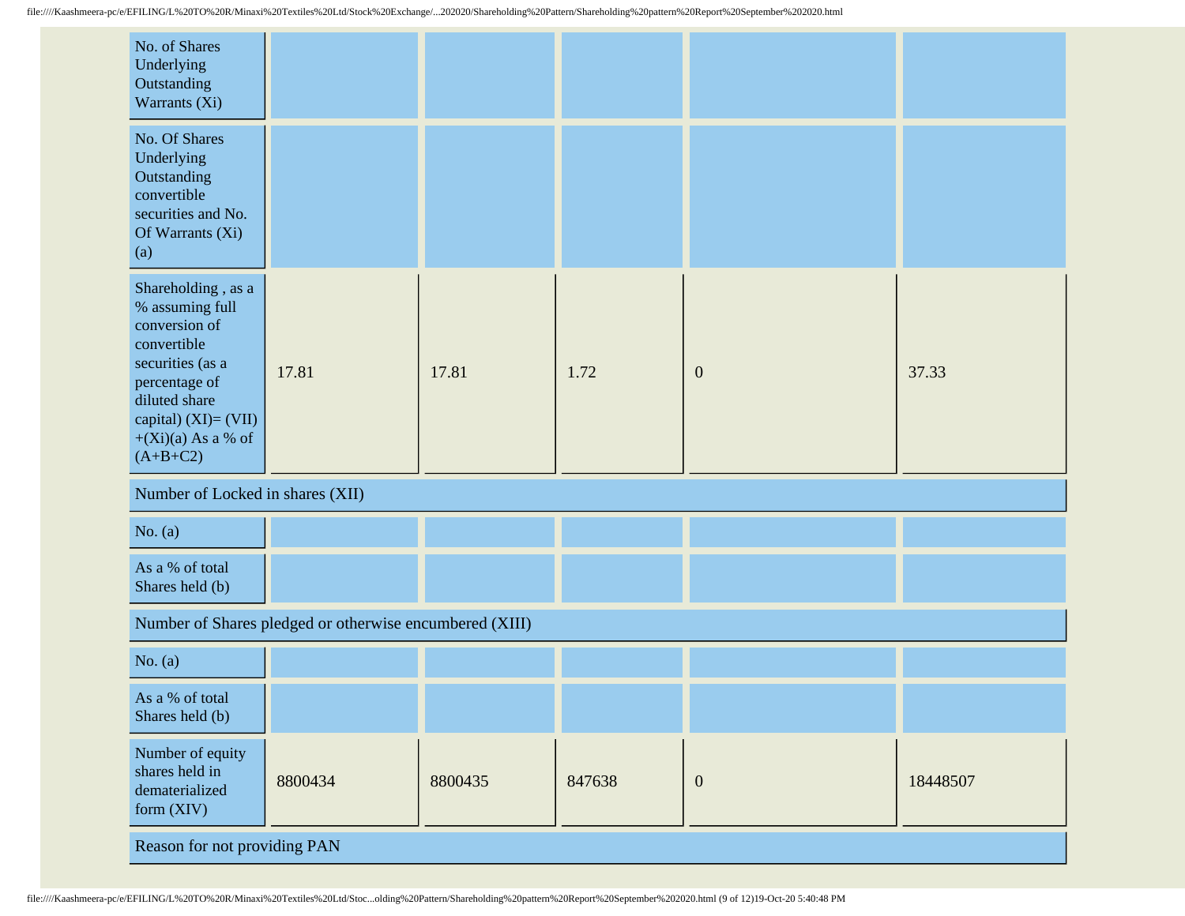| | | | | | |
|---|---|---|---|---|---|
| No. of Shares Underlying Outstanding Warrants (Xi) | | | | | |
| No. Of Shares Underlying Outstanding convertible securities and No. Of Warrants (Xi) (a) | | | | | |
| Shareholding , as a % assuming full conversion of convertible securities (as a percentage of diluted share capital) (XI)= (VII)+(Xi)(a) As a % of (A+B+C2) | 17.81 | 17.81 | 1.72 | 0 | 37.33 |
| Number of Locked in shares (XII) | | | | | |
| No. (a) | | | | | |
| As a % of total Shares held (b) | | | | | |
| Number of Shares pledged or otherwise encumbered (XIII) | | | | | |
| No. (a) | | | | | |
| As a % of total Shares held (b) | | | | | |
| Number of equity shares held in dematerialized form (XIV) | 8800434 | 8800435 | 847638 | 0 | 18448507 |
| Reason for not providing PAN | | | | | |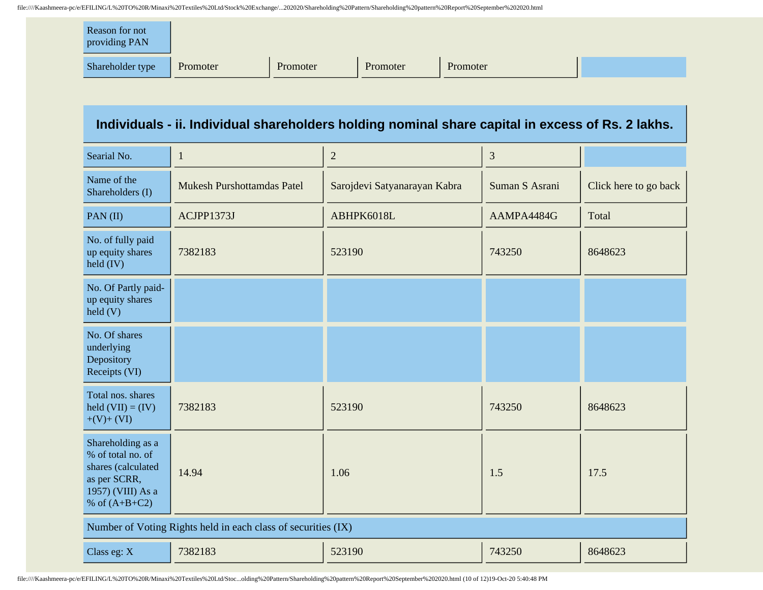| Reason for not providing PAN | | | | | |
|---|---|---|---|---|---|
| Shareholder type | Promoter | Promoter | Promoter | Promoter | |

## Individuals - ii. Individual shareholders holding nominal share capital in excess of Rs. 2 lakhs.

| Searial No. | 1 | 2 | 3 | |
|---|---|---|---|---|
| Name of the Shareholders (I) | Mukesh Purshottamdas Patel | Sarojdevi Satyanarayan Kabra | Suman S Asrani | Click here to go back |
| PAN (II) | ACJPP1373J | ABHPK6018L | AAMPA4484G | Total |
| No. of fully paid up equity shares held (IV) | 7382183 | 523190 | 743250 | 8648623 |
| No. Of Partly paid-up equity shares held (V) | | | | |
| No. Of shares underlying Depository Receipts (VI) | | | | |
| Total nos. shares held (VII) = (IV)+(V)+ (VI) | 7382183 | 523190 | 743250 | 8648623 |
| Shareholding as a % of total no. of shares (calculated as per SCRR, 1957) (VIII) As a % of (A+B+C2) | 14.94 | 1.06 | 1.5 | 17.5 |
| Number of Voting Rights held in each class of securities (IX) | | | | |
| Class eg: X | 7382183 | 523190 | 743250 | 8648623 |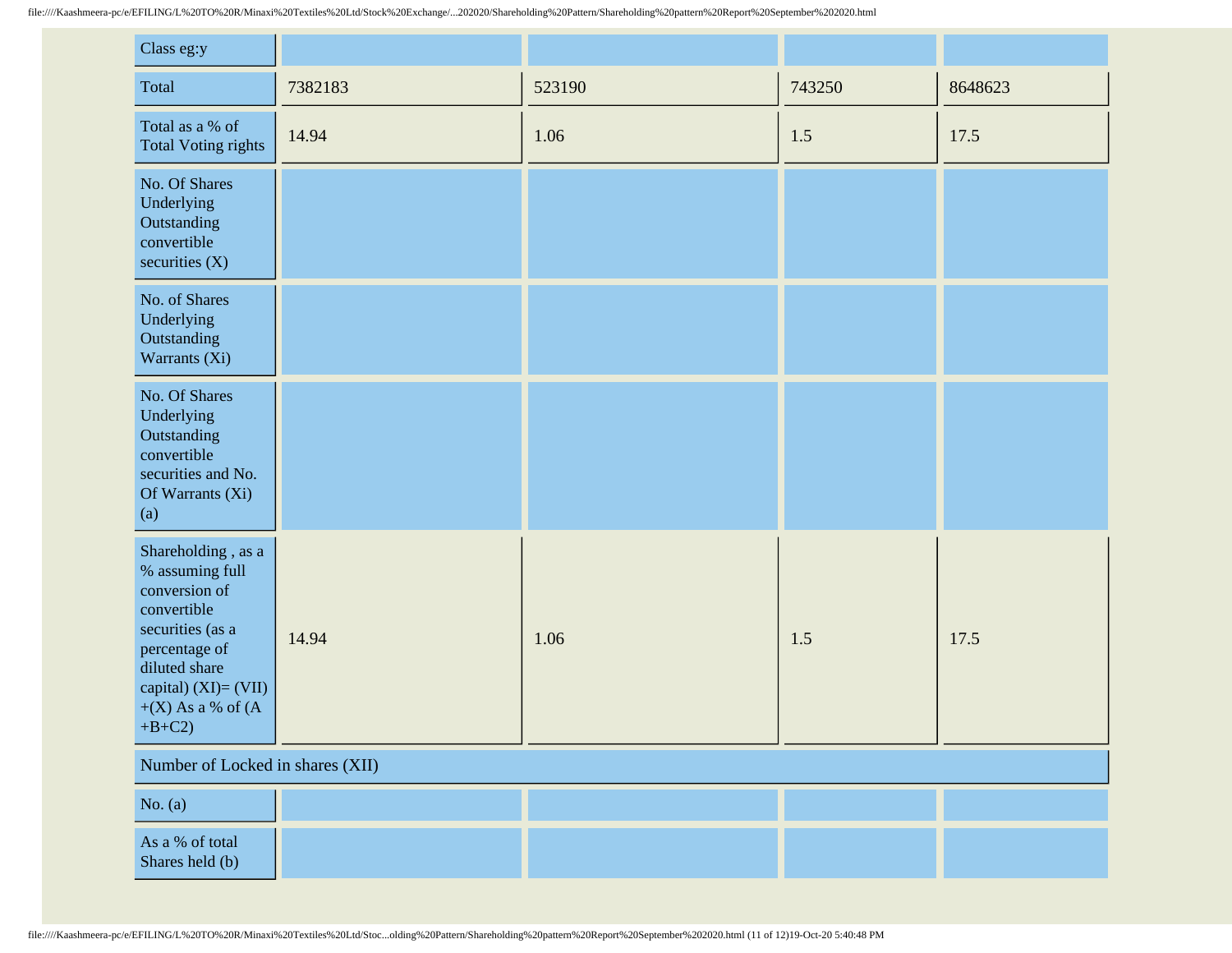| | | | | |
|---|---|---|---|---|
| Class eg:y | | | | |
| Total | 7382183 | 523190 | 743250 | 8648623 |
| Total as a % of Total Voting rights | 14.94 | 1.06 | 1.5 | 17.5 |
| No. Of Shares Underlying Outstanding convertible securities (X) | | | | |
| No. of Shares Underlying Outstanding Warrants (Xi) | | | | |
| No. Of Shares Underlying Outstanding convertible securities and No. Of Warrants (Xi) (a) | | | | |
| Shareholding , as a % assuming full conversion of convertible securities (as a percentage of diluted share capital) (XI)= (VII) +(X) As a % of (A +B+C2) | 14.94 | 1.06 | 1.5 | 17.5 |
| Number of Locked in shares (XII) | | | | |
| No. (a) | | | | |
| As a % of total Shares held (b) | | | | |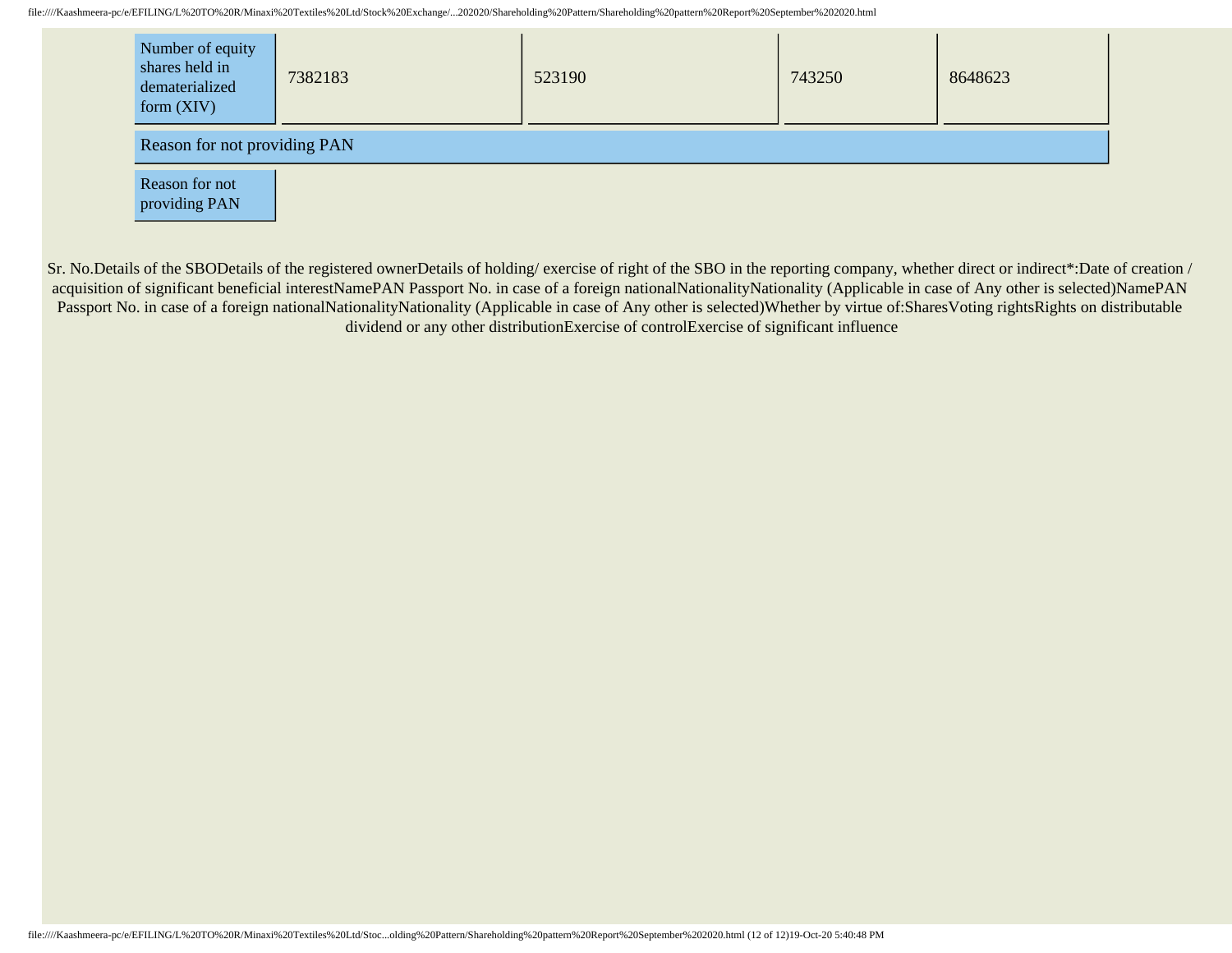| | | | | |
|---|---|---|---|---|
| Number of equity shares held in dematerialized form (XIV) | 7382183 | 523190 | 743250 | 8648623 |
| Reason for not providing PAN | | | | |
| Reason for not providing PAN | | | | |

Sr. No.Details of the SBODetails of the registered ownerDetails of holding/ exercise of right of the SBO in the reporting company, whether direct or indirect*:Date of creation / acquisition of significant beneficial interestNamePAN Passport No. in case of a foreign nationalNationalityNationality (Applicable in case of Any other is selected)NamePAN Passport No. in case of a foreign nationalNationalityNationality (Applicable in case of Any other is selected)Whether by virtue of:SharesVoting rightsRights on distributable dividend or any other distributionExercise of controlExercise of significant influence